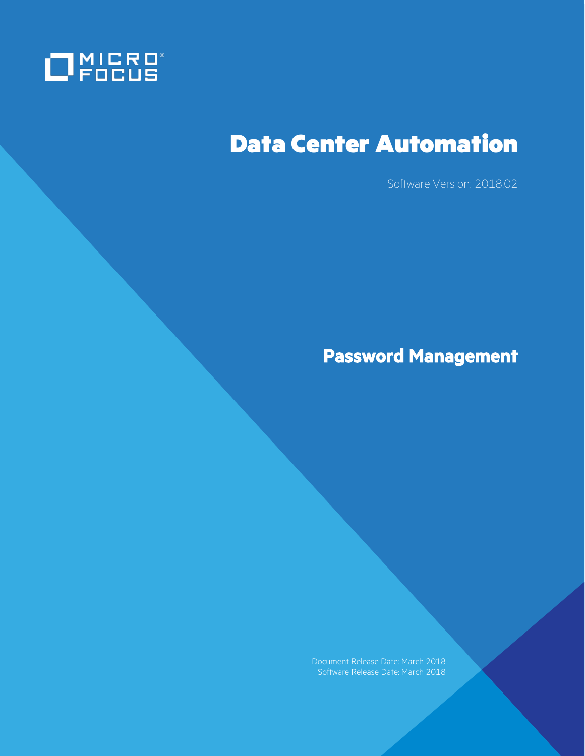MICRO FOCUS

# Data Center Automation

Software Version: 2018.02

## Password Management

Document Release Date: March 2018
Software Release Date: March 2018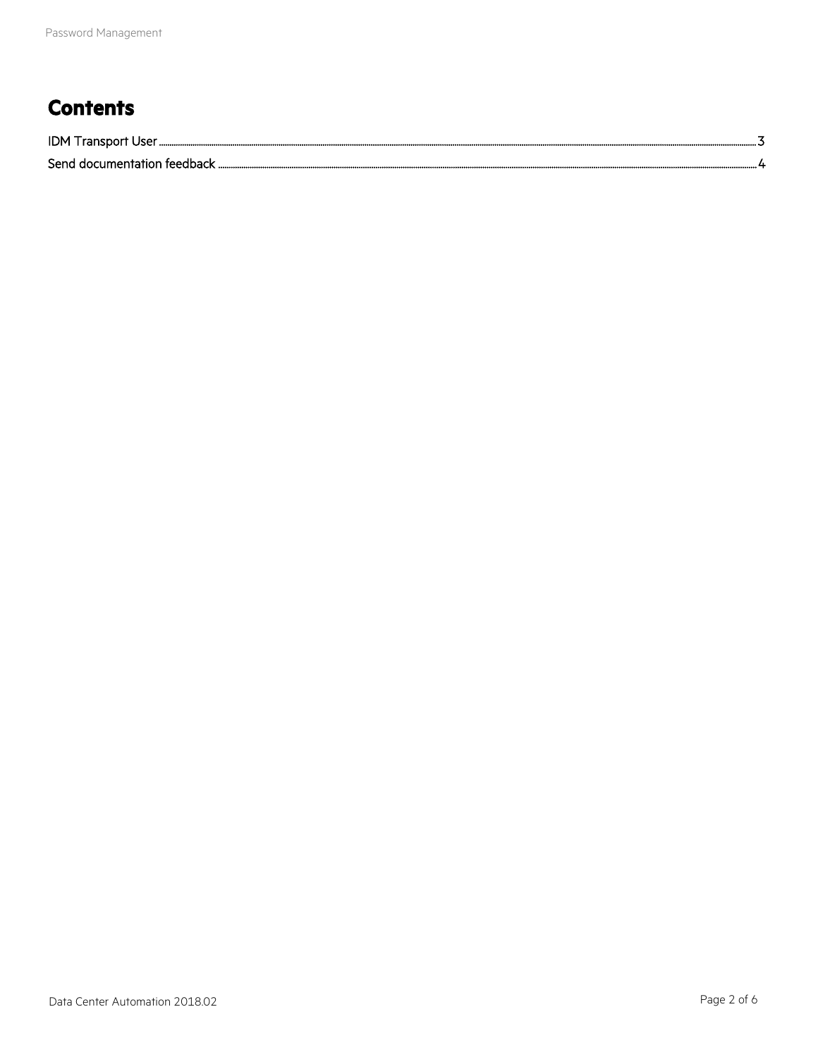# Contents

IDM Transport User ..... 3

Send documentation feedback ..... 4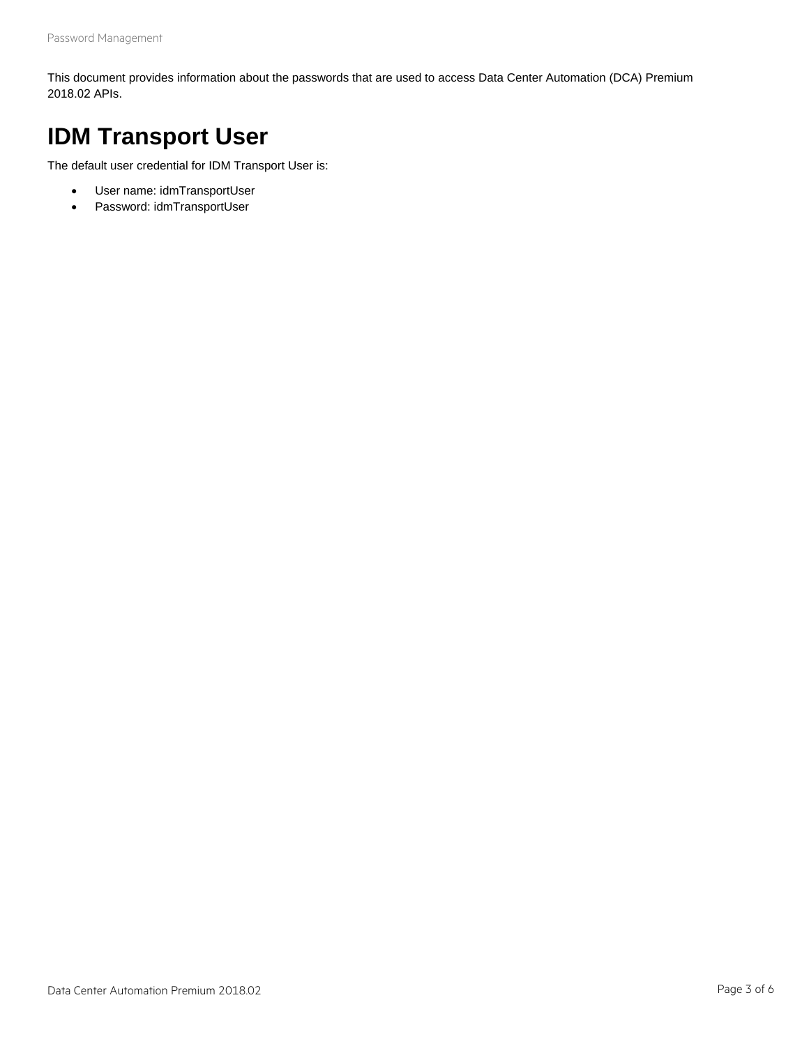This document provides information about the passwords that are used to access Data Center Automation (DCA) Premium 2018.02 APIs.

# IDM Transport User

The default user credential for IDM Transport User is:

- User name: idmTransportUser
- Password: idmTransportUser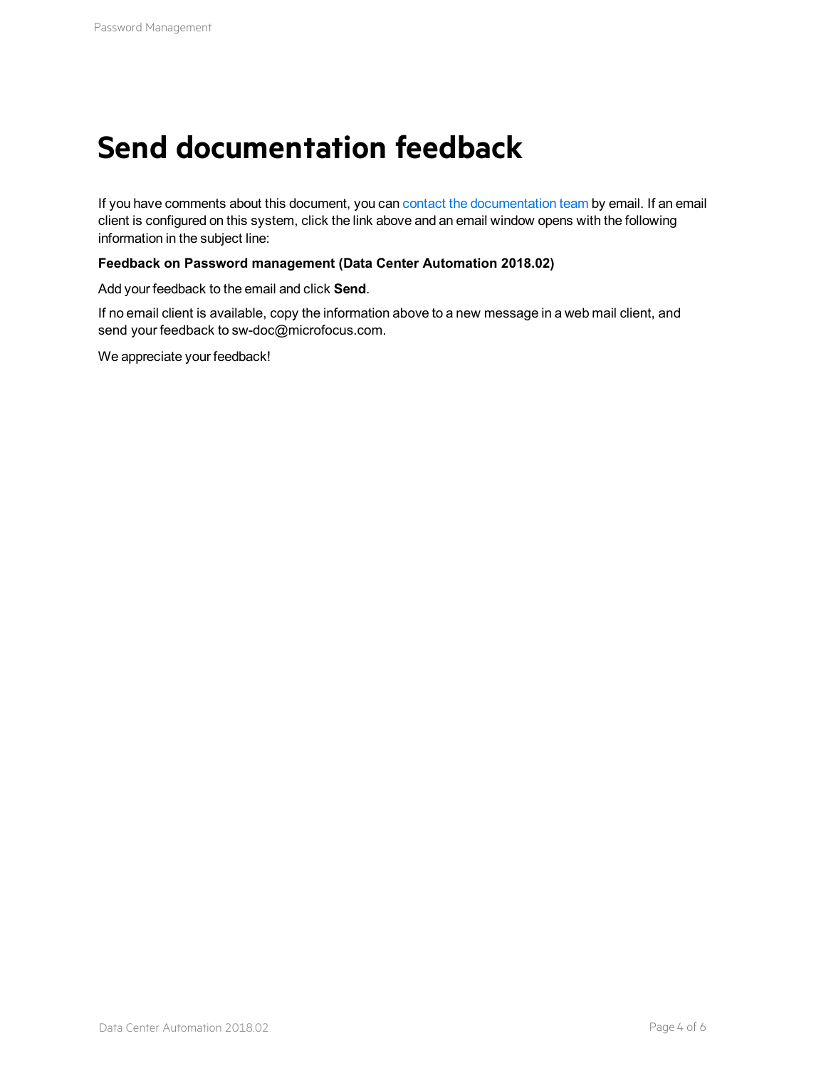# Send documentation feedback

If you have comments about this document, you can contact the documentation team by email. If an email client is configured on this system, click the link above and an email window opens with the following information in the subject line:

**Feedback on Password management (Data Center Automation 2018.02)**

Add your feedback to the email and click **Send**.

If no email client is available, copy the information above to a new message in a web mail client, and send your feedback to sw-doc@microfocus.com.

We appreciate your feedback!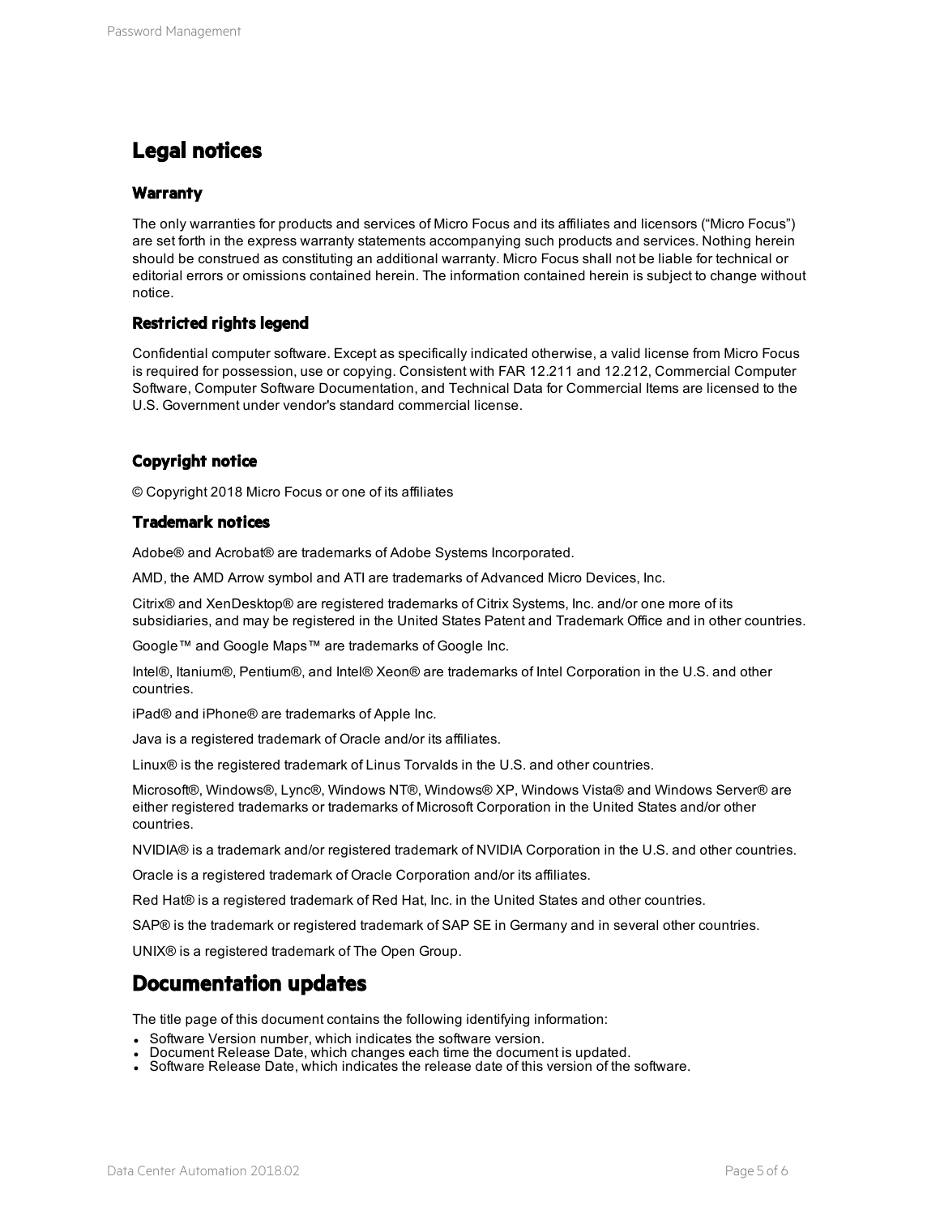# Legal notices

## Warranty

The only warranties for products and services of Micro Focus and its affiliates and licensors (“Micro Focus”) are set forth in the express warranty statements accompanying such products and services. Nothing herein should be construed as constituting an additional warranty. Micro Focus shall not be liable for technical or editorial errors or omissions contained herein. The information contained herein is subject to change without notice.

## Restricted rights legend

Confidential computer software. Except as specifically indicated otherwise, a valid license from Micro Focus is required for possession, use or copying. Consistent with FAR 12.211 and 12.212, Commercial Computer Software, Computer Software Documentation, and Technical Data for Commercial Items are licensed to the U.S. Government under vendor's standard commercial license.

## Copyright notice

© Copyright 2018 Micro Focus or one of its affiliates

## Trademark notices

Adobe® and Acrobat® are trademarks of Adobe Systems Incorporated.

AMD, the AMD Arrow symbol and ATI are trademarks of Advanced Micro Devices, Inc.

Citrix® and XenDesktop® are registered trademarks of Citrix Systems, Inc. and/or one more of its subsidiaries, and may be registered in the United States Patent and Trademark Office and in other countries.

Google™ and Google Maps™ are trademarks of Google Inc.

Intel®, Itanium®, Pentium®, and Intel® Xeon® are trademarks of Intel Corporation in the U.S. and other countries.

iPad® and iPhone® are trademarks of Apple Inc.

Java is a registered trademark of Oracle and/or its affiliates.

Linux® is the registered trademark of Linus Torvalds in the U.S. and other countries.

Microsoft®, Windows®, Lync®, Windows NT®, Windows® XP, Windows Vista® and Windows Server® are either registered trademarks or trademarks of Microsoft Corporation in the United States and/or other countries.

NVIDIA® is a trademark and/or registered trademark of NVIDIA Corporation in the U.S. and other countries.

Oracle is a registered trademark of Oracle Corporation and/or its affiliates.

Red Hat® is a registered trademark of Red Hat, Inc. in the United States and other countries.

SAP® is the trademark or registered trademark of SAP SE in Germany and in several other countries.

UNIX® is a registered trademark of The Open Group.

# Documentation updates

The title page of this document contains the following identifying information:

- Software Version number, which indicates the software version.
- Document Release Date, which changes each time the document is updated.
- Software Release Date, which indicates the release date of this version of the software.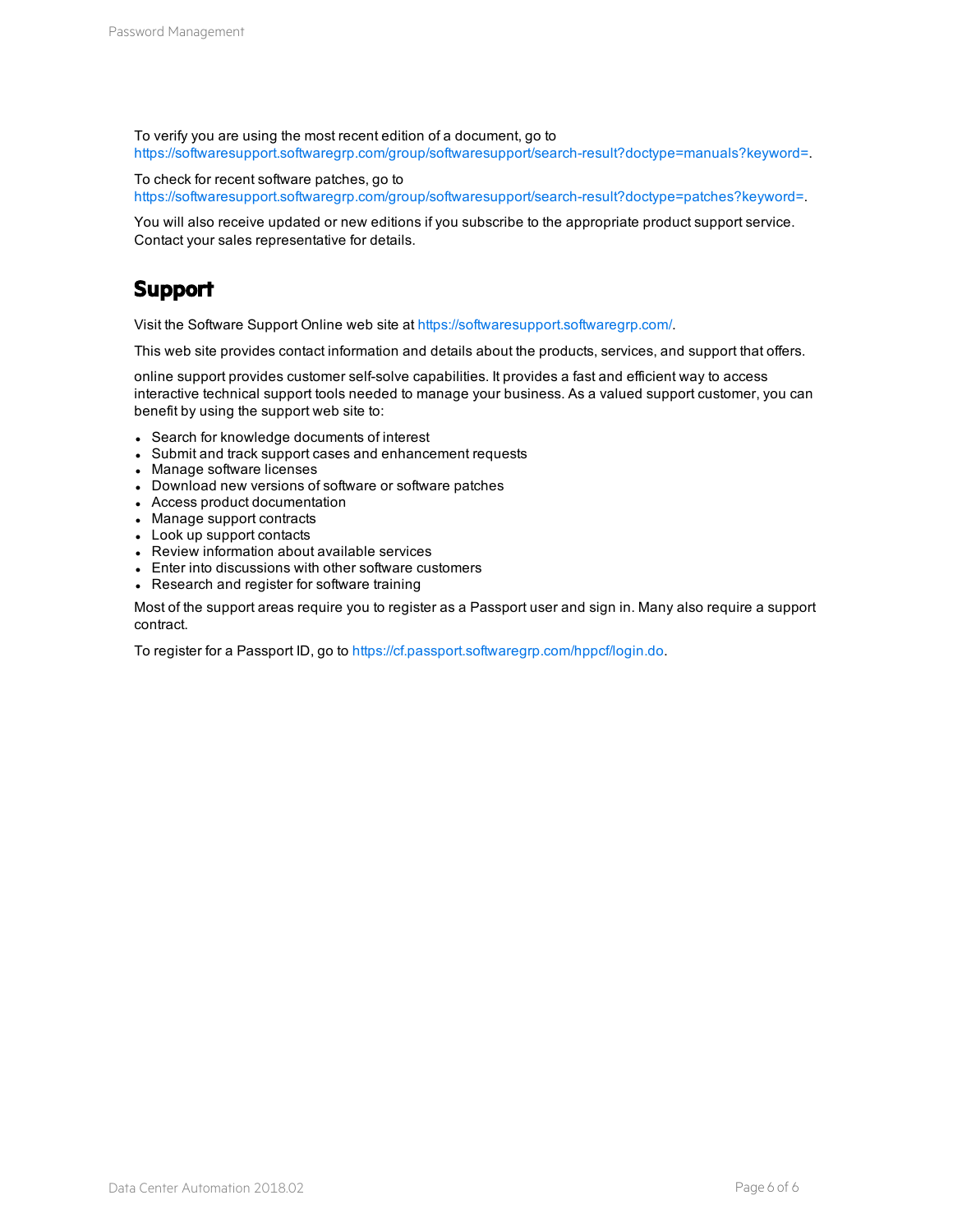To verify you are using the most recent edition of a document, go to https://softwaresupport.softwaregrp.com/group/softwaresupport/search-result?doctype=manuals?keyword=.

To check for recent software patches, go to https://softwaresupport.softwaregrp.com/group/softwaresupport/search-result?doctype=patches?keyword=.

You will also receive updated or new editions if you subscribe to the appropriate product support service. Contact your sales representative for details.

## Support

Visit the Software Support Online web site at https://softwaresupport.softwaregrp.com/.

This web site provides contact information and details about the products, services, and support that offers.

online support provides customer self-solve capabilities. It provides a fast and efficient way to access interactive technical support tools needed to manage your business. As a valued support customer, you can benefit by using the support web site to:

- Search for knowledge documents of interest
- Submit and track support cases and enhancement requests
- Manage software licenses
- Download new versions of software or software patches
- Access product documentation
- Manage support contracts
- Look up support contacts
- Review information about available services
- Enter into discussions with other software customers
- Research and register for software training

Most of the support areas require you to register as a Passport user and sign in. Many also require a support contract.

To register for a Passport ID, go to https://cf.passport.softwaregrp.com/hppcf/login.do.